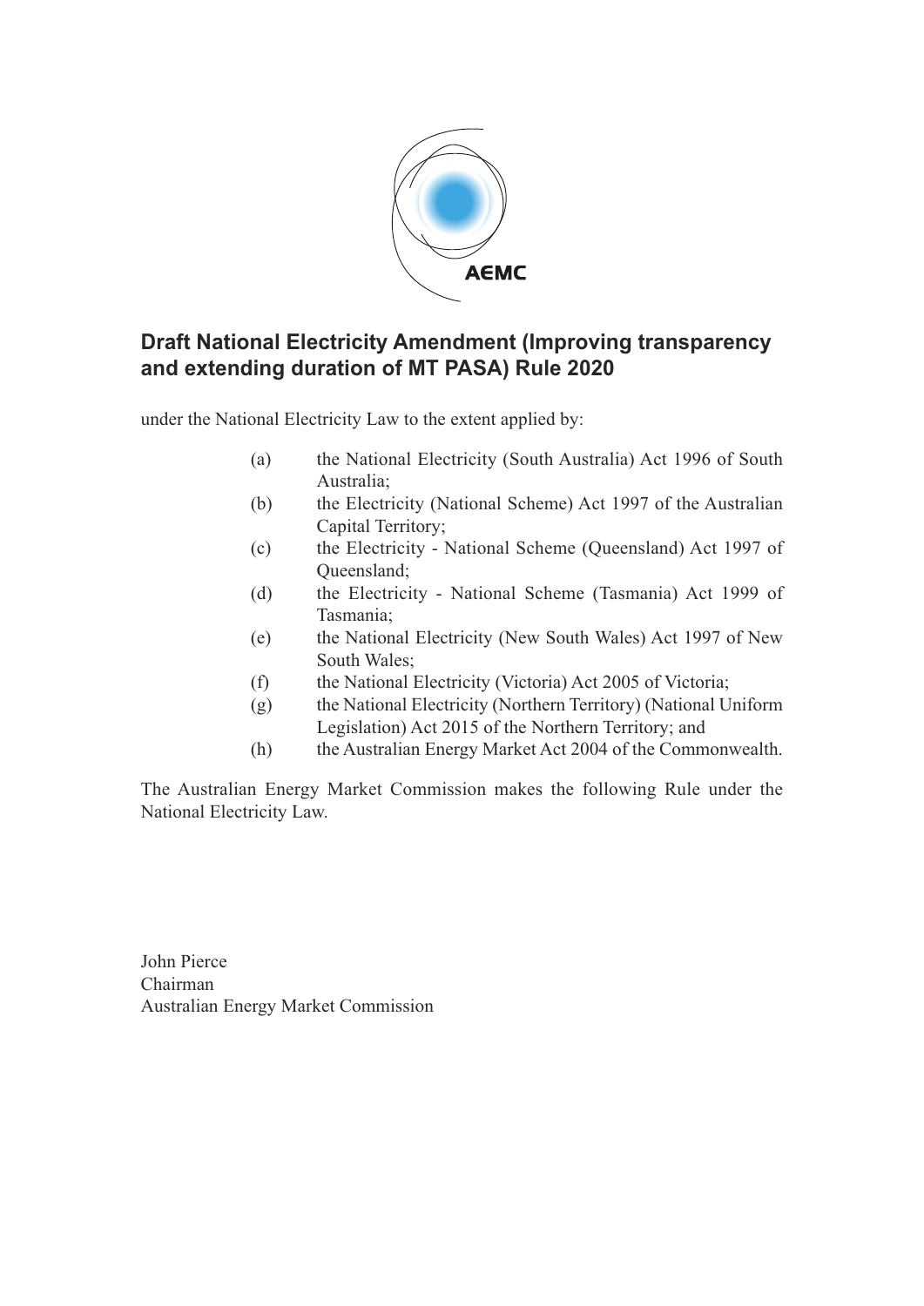# Draft National Electricity Amendment (Improving transparency and extending duration of MT PASA) Rule 2020

under the National Electricity Law to the extent applied by:

(a) the National Electricity (South Australia) Act 1996 of South Australia;

(b) the Electricity (National Scheme) Act 1997 of the Australian Capital Territory;

(c) the Electricity - National Scheme (Queensland) Act 1997 of Queensland;

(d) the Electricity - National Scheme (Tasmania) Act 1999 of Tasmania;

(e) the National Electricity (New South Wales) Act 1997 of New South Wales;

(f) the National Electricity (Victoria) Act 2005 of Victoria;

(g) the National Electricity (Northern Territory) (National Uniform Legislation) Act 2015 of the Northern Territory; and

(h) the Australian Energy Market Act 2004 of the Commonwealth.

The Australian Energy Market Commission makes the following Rule under the National Electricity Law.

John Pierce
Chairman
Australian Energy Market Commission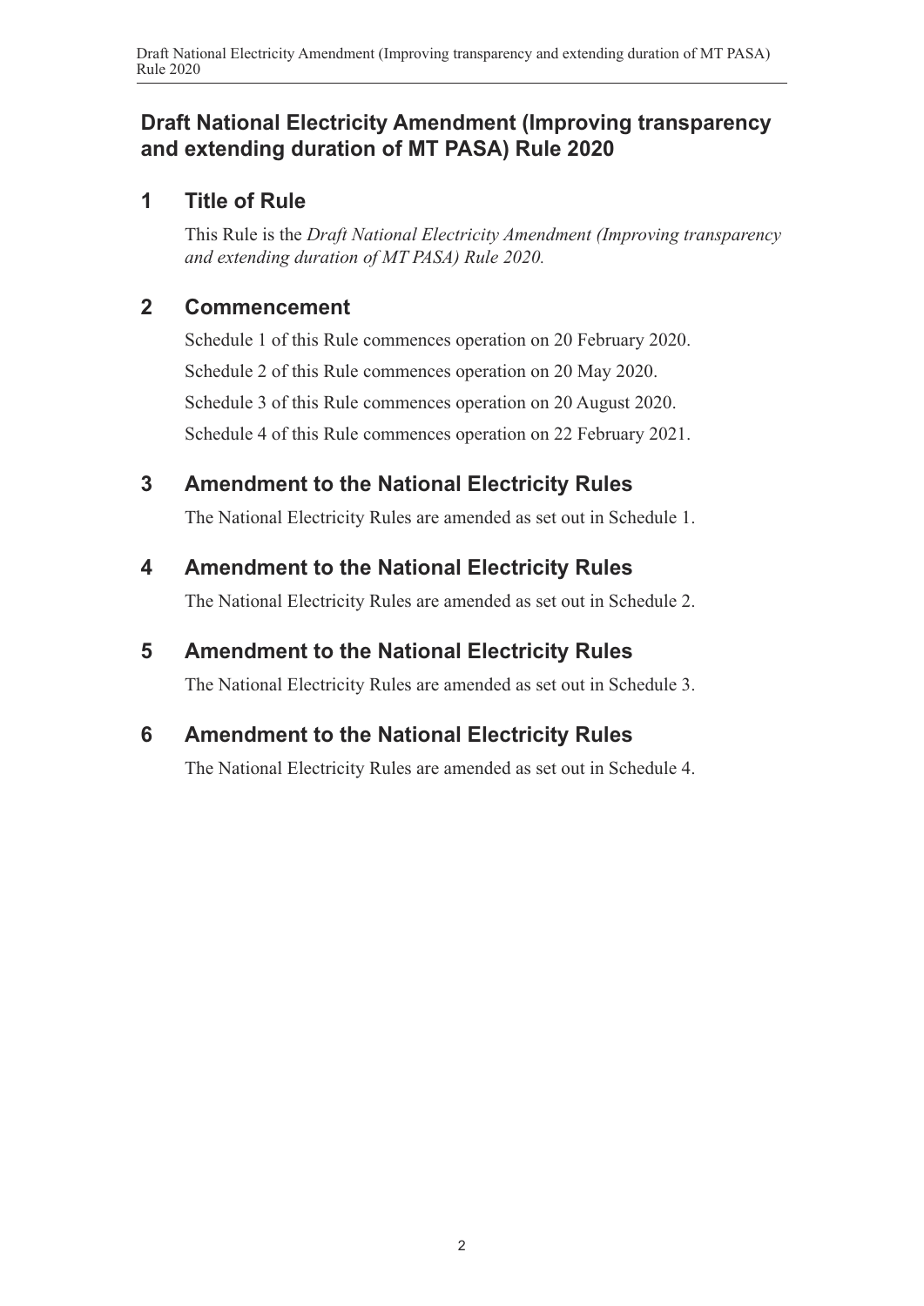# Draft National Electricity Amendment (Improving transparency and extending duration of MT PASA) Rule 2020

## 1 Title of Rule

This Rule is the *Draft National Electricity Amendment (Improving transparency and extending duration of MT PASA) Rule 2020.*

## 2 Commencement

Schedule 1 of this Rule commences operation on 20 February 2020.

Schedule 2 of this Rule commences operation on 20 May 2020.

Schedule 3 of this Rule commences operation on 20 August 2020.

Schedule 4 of this Rule commences operation on 22 February 2021.

## 3 Amendment to the National Electricity Rules

The National Electricity Rules are amended as set out in Schedule 1.

## 4 Amendment to the National Electricity Rules

The National Electricity Rules are amended as set out in Schedule 2.

## 5 Amendment to the National Electricity Rules

The National Electricity Rules are amended as set out in Schedule 3.

## 6 Amendment to the National Electricity Rules

The National Electricity Rules are amended as set out in Schedule 4.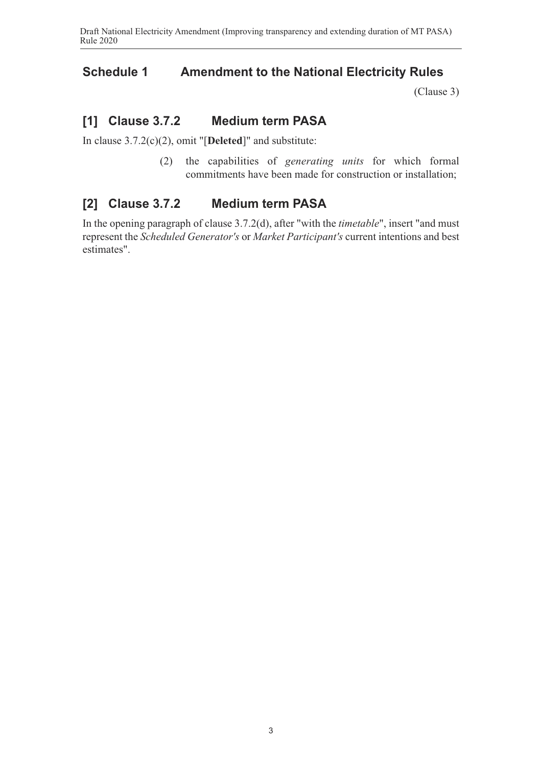## Schedule 1 Amendment to the National Electricity Rules

(Clause 3)

## [1] Clause 3.7.2 Medium term PASA

In clause 3.7.2(c)(2), omit "[**Deleted**]" and substitute:

> (2) the capabilities of *generating units* for which formal commitments have been made for construction or installation;

## [2] Clause 3.7.2 Medium term PASA

In the opening paragraph of clause 3.7.2(d), after "with the *timetable*", insert "and must represent the *Scheduled Generator's* or *Market Participant's* current intentions and best estimates".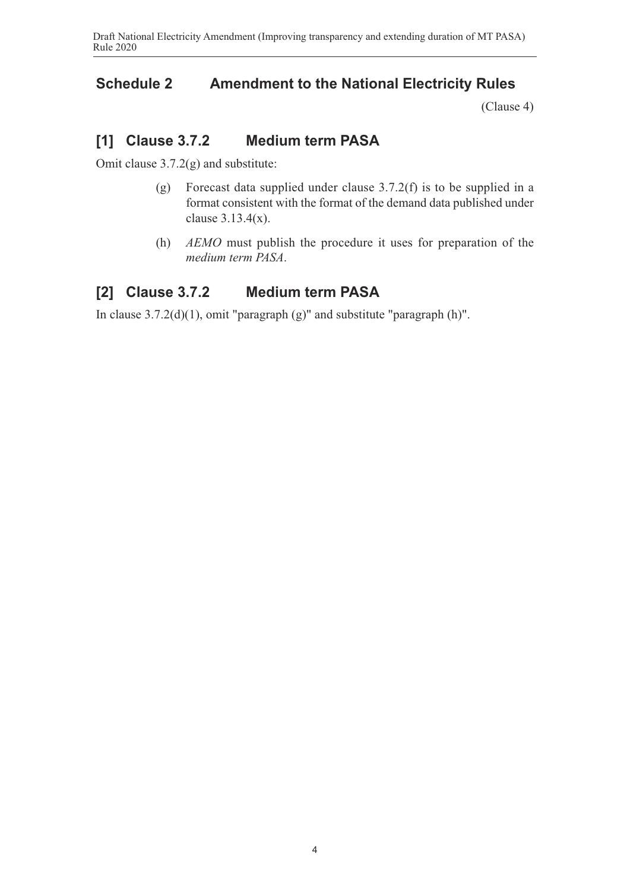## Schedule 2 Amendment to the National Electricity Rules

(Clause 4)

### [1] Clause 3.7.2 Medium term PASA

Omit clause 3.7.2(g) and substitute:

(g) Forecast data supplied under clause 3.7.2(f) is to be supplied in a format consistent with the format of the demand data published under clause 3.13.4(x).

(h) *AEMO* must publish the procedure it uses for preparation of the *medium term PASA*.

### [2] Clause 3.7.2 Medium term PASA

In clause 3.7.2(d)(1), omit "paragraph (g)" and substitute "paragraph (h)".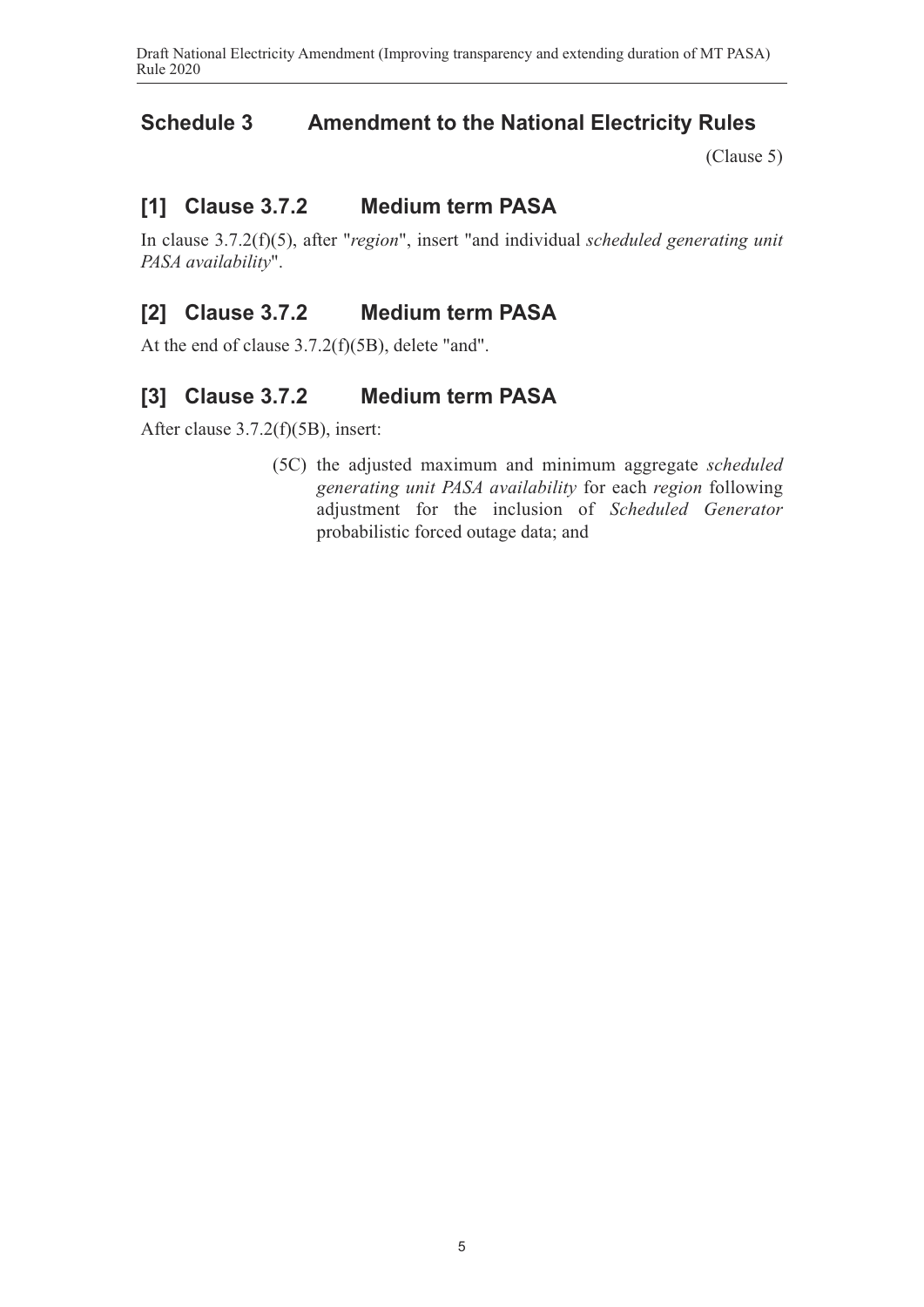## Schedule 3 Amendment to the National Electricity Rules

(Clause 5)

### [1] Clause 3.7.2 Medium term PASA

In clause 3.7.2(f)(5), after "*region*", insert "and individual *scheduled generating unit PASA availability*".

### [2] Clause 3.7.2 Medium term PASA

At the end of clause 3.7.2(f)(5B), delete "and".

### [3] Clause 3.7.2 Medium term PASA

After clause 3.7.2(f)(5B), insert:

> (5C) the adjusted maximum and minimum aggregate *scheduled generating unit PASA availability* for each *region* following adjustment for the inclusion of *Scheduled Generator* probabilistic forced outage data; and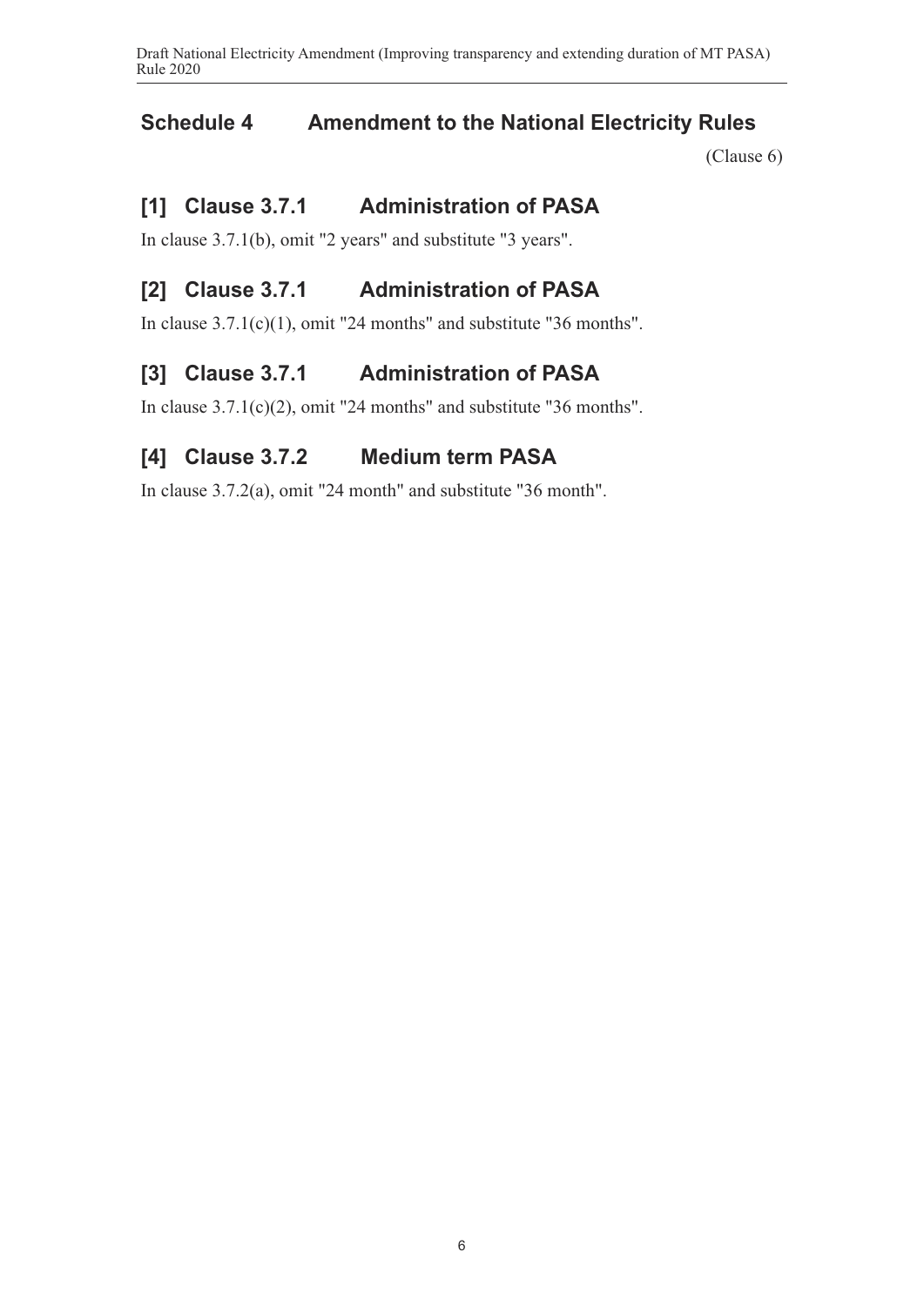## Schedule 4 Amendment to the National Electricity Rules

(Clause 6)

### [1] Clause 3.7.1 Administration of PASA

In clause 3.7.1(b), omit "2 years" and substitute "3 years".

### [2] Clause 3.7.1 Administration of PASA

In clause 3.7.1(c)(1), omit "24 months" and substitute "36 months".

### [3] Clause 3.7.1 Administration of PASA

In clause 3.7.1(c)(2), omit "24 months" and substitute "36 months".

### [4] Clause 3.7.2 Medium term PASA

In clause 3.7.2(a), omit "24 month" and substitute "36 month".